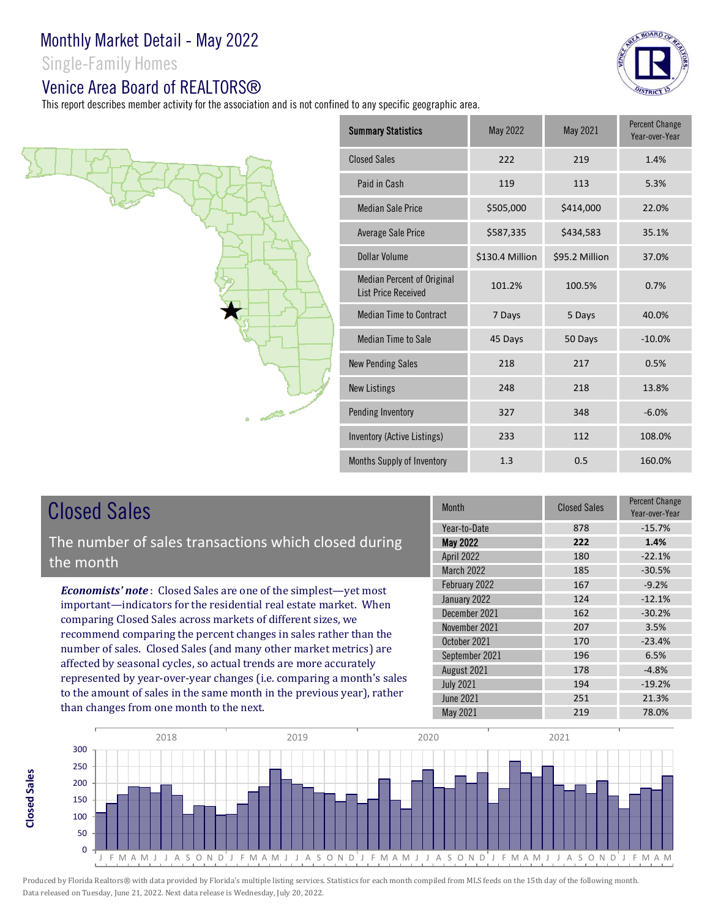# Monthly Market Detail - May 2022

Single-Family Homes

## Venice Area Board of REALTORS®

This report describes member activity for the association and is not confined to any specific geographic area.

| Summary Statistics | May 2022 | May 2021 | Percent Change Year-over-Year |
|---|---|---|---|
| Closed Sales | 222 | 219 | 1.4% |
| Paid in Cash | 119 | 113 | 5.3% |
| Median Sale Price | $505,000 | $414,000 | 22.0% |
| Average Sale Price | $587,335 | $434,583 | 35.1% |
| Dollar Volume | $130.4 Million | $95.2 Million | 37.0% |
| Median Percent of Original List Price Received | 101.2% | 100.5% | 0.7% |
| Median Time to Contract | 7 Days | 5 Days | 40.0% |
| Median Time to Sale | 45 Days | 50 Days | -10.0% |
| New Pending Sales | 218 | 217 | 0.5% |
| New Listings | 248 | 218 | 13.8% |
| Pending Inventory | 327 | 348 | -6.0% |
| Inventory (Active Listings) | 233 | 112 | 108.0% |
| Months Supply of Inventory | 1.3 | 0.5 | 160.0% |

## Closed Sales

The number of sales transactions which closed during the month

***Economists' note***: Closed Sales are one of the simplest—yet most important—indicators for the residential real estate market. When comparing Closed Sales across markets of different sizes, we recommend comparing the percent changes in sales rather than the number of sales. Closed Sales (and many other market metrics) are affected by seasonal cycles, so actual trends are more accurately represented by year-over-year changes (i.e. comparing a month's sales to the amount of sales in the same month in the previous year), rather than changes from one month to the next.

| Month | Closed Sales | Percent Change Year-over-Year |
|---|---|---|
| Year-to-Date | 878 | -15.7% |
| **May 2022** | **222** | **1.4%** |
| April 2022 | 180 | -22.1% |
| March 2022 | 185 | -30.5% |
| February 2022 | 167 | -9.2% |
| January 2022 | 124 | -12.1% |
| December 2021 | 162 | -30.2% |
| November 2021 | 207 | 3.5% |
| October 2021 | 170 | -23.4% |
| September 2021 | 196 | 6.5% |
| August 2021 | 178 | -4.8% |
| July 2021 | 194 | -19.2% |
| June 2021 | 251 | 21.3% |
| May 2021 | 219 | 78.0% |

Produced by Florida Realtors® with data provided by Florida's multiple listing services. Statistics for each month compiled from MLS feeds on the 15th day of the following month. Data released on Tuesday, June 21, 2022. Next data release is Wednesday, July 20, 2022.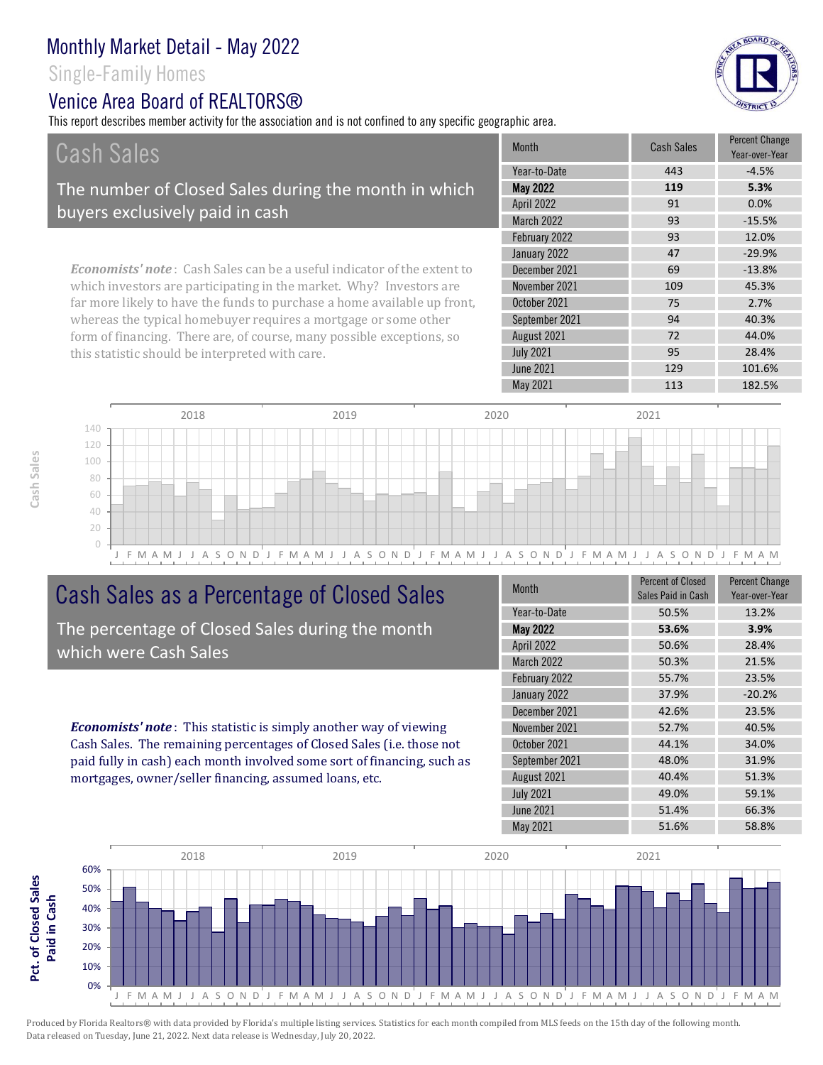# Monthly Market Detail - May 2022

Single-Family Homes

## Venice Area Board of REALTORS®

This report describes member activity for the association and is not confined to any specific geographic area.

## Cash Sales

The number of Closed Sales during the month in which buyers exclusively paid in cash

| Month | Cash Sales | Percent Change Year-over-Year |
|---|---|---|
| Year-to-Date | 443 | -4.5% |
| **May 2022** | **119** | **5.3%** |
| April 2022 | 91 | 0.0% |
| March 2022 | 93 | -15.5% |
| February 2022 | 93 | 12.0% |
| January 2022 | 47 | -29.9% |
| December 2021 | 69 | -13.8% |
| November 2021 | 109 | 45.3% |
| October 2021 | 75 | 2.7% |
| September 2021 | 94 | 40.3% |
| August 2021 | 72 | 44.0% |
| July 2021 | 95 | 28.4% |
| June 2021 | 129 | 101.6% |
| May 2021 | 113 | 182.5% |

***Economists' note***: Cash Sales can be a useful indicator of the extent to which investors are participating in the market. Why? Investors are far more likely to have the funds to purchase a home available up front, whereas the typical homebuyer requires a mortgage or some other form of financing. There are, of course, many possible exceptions, so this statistic should be interpreted with care.

## Cash Sales as a Percentage of Closed Sales

The percentage of Closed Sales during the month which were Cash Sales

| Month | Percent of Closed Sales Paid in Cash | Percent Change Year-over-Year |
|---|---|---|
| Year-to-Date | 50.5% | 13.2% |
| **May 2022** | **53.6%** | **3.9%** |
| April 2022 | 50.6% | 28.4% |
| March 2022 | 50.3% | 21.5% |
| February 2022 | 55.7% | 23.5% |
| January 2022 | 37.9% | -20.2% |
| December 2021 | 42.6% | 23.5% |
| November 2021 | 52.7% | 40.5% |
| October 2021 | 44.1% | 34.0% |
| September 2021 | 48.0% | 31.9% |
| August 2021 | 40.4% | 51.3% |
| July 2021 | 49.0% | 59.1% |
| June 2021 | 51.4% | 66.3% |
| May 2021 | 51.6% | 58.8% |

***Economists' note***: This statistic is simply another way of viewing Cash Sales. The remaining percentages of Closed Sales (i.e. those not paid fully in cash) each month involved some sort of financing, such as mortgages, owner/seller financing, assumed loans, etc.

Produced by Florida Realtors® with data provided by Florida's multiple listing services. Statistics for each month compiled from MLS feeds on the 15th day of the following month. Data released on Tuesday, June 21, 2022. Next data release is Wednesday, July 20, 2022.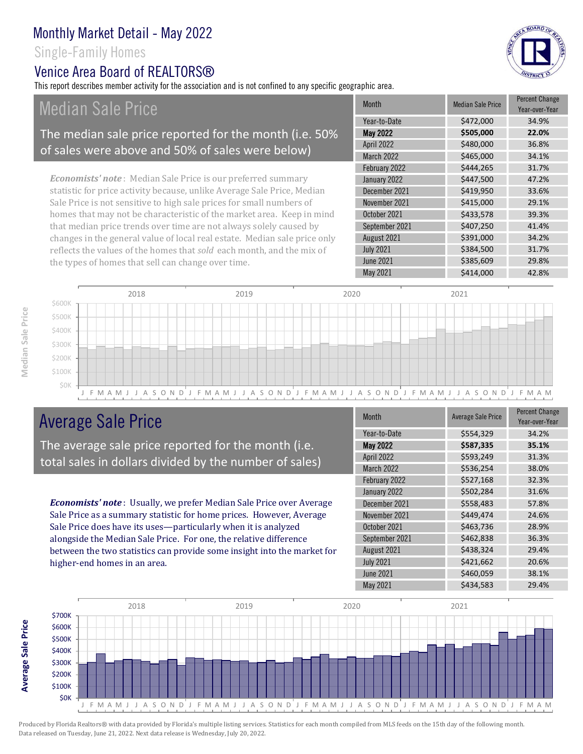# Monthly Market Detail - May 2022

## Single-Family Homes

## Venice Area Board of REALTORS®

This report describes member activity for the association and is not confined to any specific geographic area.

## Median Sale Price

The median sale price reported for the month (i.e. 50% of sales were above and 50% of sales were below)

***Economists' note***: Median Sale Price is our preferred summary statistic for price activity because, unlike Average Sale Price, Median Sale Price is not sensitive to high sale prices for small numbers of homes that may not be characteristic of the market area. Keep in mind that median price trends over time are not always solely caused by changes in the general value of local real estate. Median sale price only reflects the values of the homes that *sold* each month, and the mix of the types of homes that sell can change over time.

| Month | Median Sale Price | Percent Change Year-over-Year |
|---|---|---|
| Year-to-Date | $472,000 | 34.9% |
| **May 2022** | **$505,000** | **22.0%** |
| April 2022 | $480,000 | 36.8% |
| March 2022 | $465,000 | 34.1% |
| February 2022 | $444,265 | 31.7% |
| January 2022 | $447,500 | 47.2% |
| December 2021 | $419,950 | 33.6% |
| November 2021 | $415,000 | 29.1% |
| October 2021 | $433,578 | 39.3% |
| September 2021 | $407,250 | 41.4% |
| August 2021 | $391,000 | 34.2% |
| July 2021 | $384,500 | 31.7% |
| June 2021 | $385,609 | 29.8% |
| May 2021 | $414,000 | 42.8% |

## Average Sale Price

The average sale price reported for the month (i.e. total sales in dollars divided by the number of sales)

***Economists' note***: Usually, we prefer Median Sale Price over Average Sale Price as a summary statistic for home prices. However, Average Sale Price does have its uses—particularly when it is analyzed alongside the Median Sale Price. For one, the relative difference between the two statistics can provide some insight into the market for higher-end homes in an area.

| Month | Average Sale Price | Percent Change Year-over-Year |
|---|---|---|
| Year-to-Date | $554,329 | 34.2% |
| **May 2022** | **$587,335** | **35.1%** |
| April 2022 | $593,249 | 31.3% |
| March 2022 | $536,254 | 38.0% |
| February 2022 | $527,168 | 32.3% |
| January 2022 | $502,284 | 31.6% |
| December 2021 | $558,483 | 57.8% |
| November 2021 | $449,474 | 24.6% |
| October 2021 | $463,736 | 28.9% |
| September 2021 | $462,838 | 36.3% |
| August 2021 | $438,324 | 29.4% |
| July 2021 | $421,662 | 20.6% |
| June 2021 | $460,059 | 38.1% |
| May 2021 | $434,583 | 29.4% |

Produced by Florida Realtors® with data provided by Florida's multiple listing services. Statistics for each month compiled from MLS feeds on the 15th day of the following month. Data released on Tuesday, June 21, 2022. Next data release is Wednesday, July 20, 2022.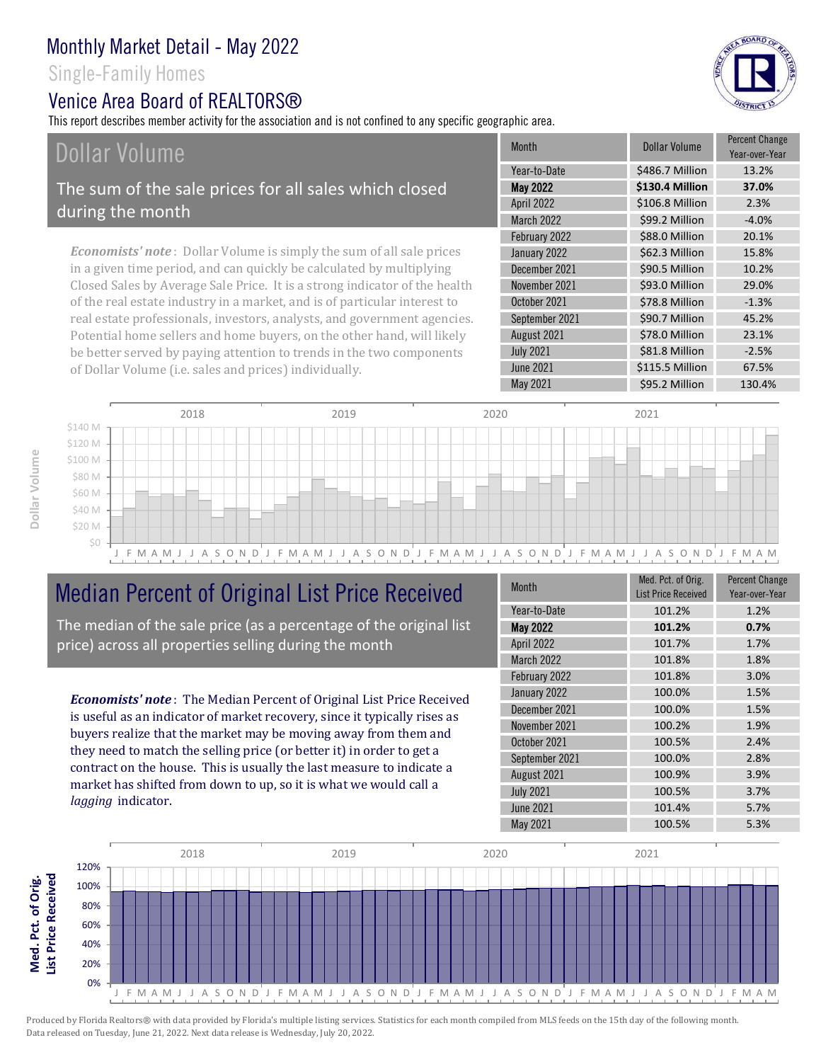# Monthly Market Detail - May 2022

Single-Family Homes

Venice Area Board of REALTORS®

This report describes member activity for the association and is not confined to any specific geographic area.

## Dollar Volume

The sum of the sale prices for all sales which closed during the month

*Economists' note*: Dollar Volume is simply the sum of all sale prices in a given time period, and can quickly be calculated by multiplying Closed Sales by Average Sale Price. It is a strong indicator of the health of the real estate industry in a market, and is of particular interest to real estate professionals, investors, analysts, and government agencies. Potential home sellers and home buyers, on the other hand, will likely be better served by paying attention to trends in the two components of Dollar Volume (i.e. sales and prices) individually.

| Month | Dollar Volume | Percent Change Year-over-Year |
|---|---|---|
| Year-to-Date | $486.7 Million | 13.2% |
| **May 2022** | **$130.4 Million** | **37.0%** |
| April 2022 | $106.8 Million | 2.3% |
| March 2022 | $99.2 Million | -4.0% |
| February 2022 | $88.0 Million | 20.1% |
| January 2022 | $62.3 Million | 15.8% |
| December 2021 | $90.5 Million | 10.2% |
| November 2021 | $93.0 Million | 29.0% |
| October 2021 | $78.8 Million | -1.3% |
| September 2021 | $90.7 Million | 45.2% |
| August 2021 | $78.0 Million | 23.1% |
| July 2021 | $81.8 Million | -2.5% |
| June 2021 | $115.5 Million | 67.5% |
| May 2021 | $95.2 Million | 130.4% |

## Median Percent of Original List Price Received

The median of the sale price (as a percentage of the original list price) across all properties selling during the month

***Economists' note***: The Median Percent of Original List Price Received is useful as an indicator of market recovery, since it typically rises as buyers realize that the market may be moving away from them and they need to match the selling price (or better it) in order to get a contract on the house. This is usually the last measure to indicate a market has shifted from down to up, so it is what we would call a *lagging* indicator.

| Month | Med. Pct. of Orig. List Price Received | Percent Change Year-over-Year |
|---|---|---|
| Year-to-Date | 101.2% | 1.2% |
| **May 2022** | **101.2%** | **0.7%** |
| April 2022 | 101.7% | 1.7% |
| March 2022 | 101.8% | 1.8% |
| February 2022 | 101.8% | 3.0% |
| January 2022 | 100.0% | 1.5% |
| December 2021 | 100.0% | 1.5% |
| November 2021 | 100.2% | 1.9% |
| October 2021 | 100.5% | 2.4% |
| September 2021 | 100.0% | 2.8% |
| August 2021 | 100.9% | 3.9% |
| July 2021 | 100.5% | 3.7% |
| June 2021 | 101.4% | 5.7% |
| May 2021 | 100.5% | 5.3% |

Produced by Florida Realtors® with data provided by Florida's multiple listing services. Statistics for each month compiled from MLS feeds on the 15th day of the following month. Data released on Tuesday, June 21, 2022. Next data release is Wednesday, July 20, 2022.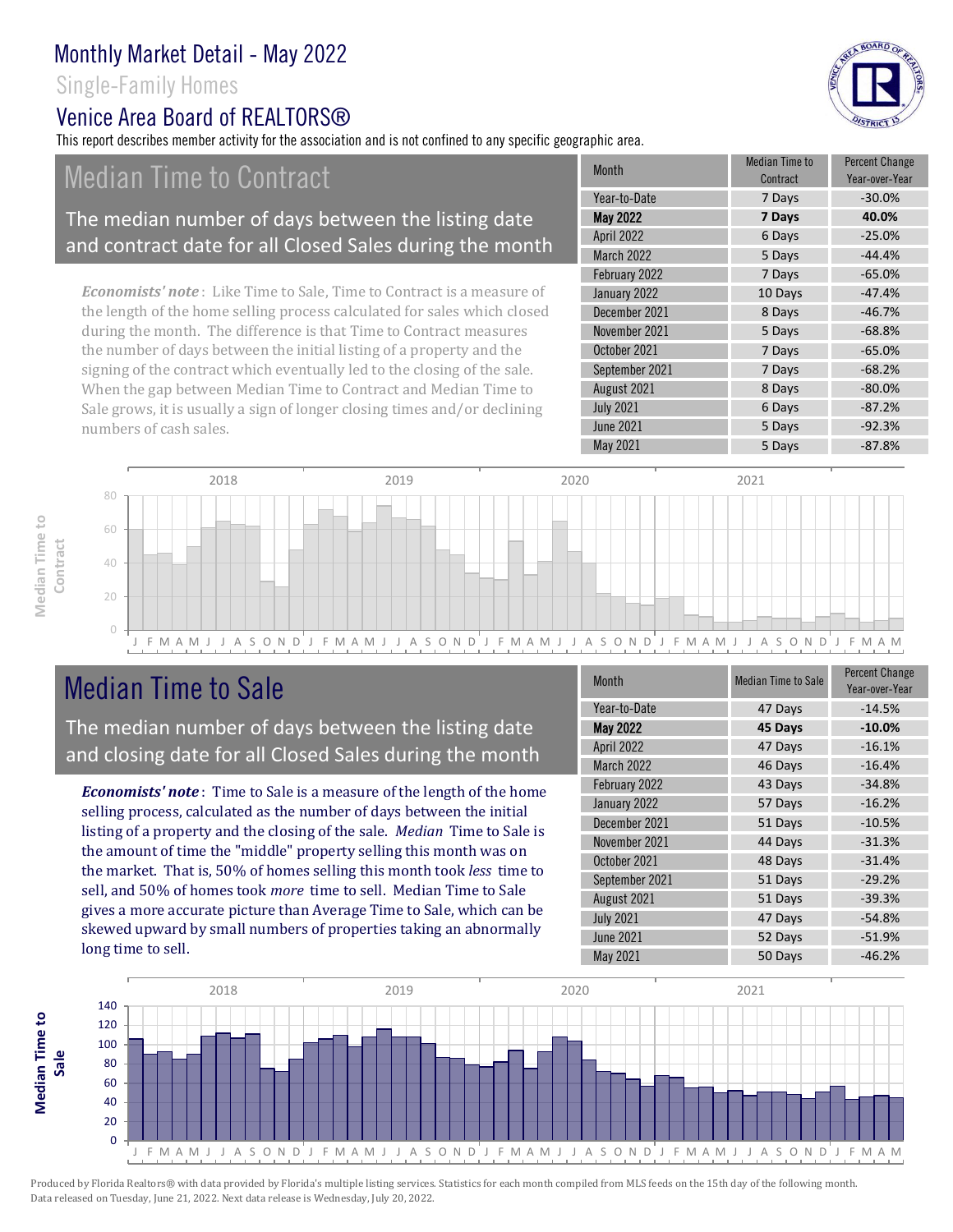# Monthly Market Detail - May 2022

## Single-Family Homes

## Venice Area Board of REALTORS®

This report describes member activity for the association and is not confined to any specific geographic area.

## Median Time to Contract

The median number of days between the listing date and contract date for all Closed Sales during the month

***Economists' note***: Like Time to Sale, Time to Contract is a measure of the length of the home selling process calculated for sales which closed during the month. The difference is that Time to Contract measures the number of days between the initial listing of a property and the signing of the contract which eventually led to the closing of the sale. When the gap between Median Time to Contract and Median Time to Sale grows, it is usually a sign of longer closing times and/or declining numbers of cash sales.

| Month | Median Time to Contract | Percent Change Year-over-Year |
|---|---|---|
| Year-to-Date | 7 Days | -30.0% |
| **May 2022** | **7 Days** | **40.0%** |
| April 2022 | 6 Days | -25.0% |
| March 2022 | 5 Days | -44.4% |
| February 2022 | 7 Days | -65.0% |
| January 2022 | 10 Days | -47.4% |
| December 2021 | 8 Days | -46.7% |
| November 2021 | 5 Days | -68.8% |
| October 2021 | 7 Days | -65.0% |
| September 2021 | 7 Days | -68.2% |
| August 2021 | 8 Days | -80.0% |
| July 2021 | 6 Days | -87.2% |
| June 2021 | 5 Days | -92.3% |
| May 2021 | 5 Days | -87.8% |

## Median Time to Sale

The median number of days between the listing date and closing date for all Closed Sales during the month

***Economists' note***: Time to Sale is a measure of the length of the home selling process, calculated as the number of days between the initial listing of a property and the closing of the sale. *Median* Time to Sale is the amount of time the "middle" property selling this month was on the market. That is, 50% of homes selling this month took *less* time to sell, and 50% of homes took *more* time to sell. Median Time to Sale gives a more accurate picture than Average Time to Sale, which can be skewed upward by small numbers of properties taking an abnormally long time to sell.

| Month | Median Time to Sale | Percent Change Year-over-Year |
|---|---|---|
| Year-to-Date | 47 Days | -14.5% |
| **May 2022** | **45 Days** | **-10.0%** |
| April 2022 | 47 Days | -16.1% |
| March 2022 | 46 Days | -16.4% |
| February 2022 | 43 Days | -34.8% |
| January 2022 | 57 Days | -16.2% |
| December 2021 | 51 Days | -10.5% |
| November 2021 | 44 Days | -31.3% |
| October 2021 | 48 Days | -31.4% |
| September 2021 | 51 Days | -29.2% |
| August 2021 | 51 Days | -39.3% |
| July 2021 | 47 Days | -54.8% |
| June 2021 | 52 Days | -51.9% |
| May 2021 | 50 Days | -46.2% |

Produced by Florida Realtors® with data provided by Florida's multiple listing services. Statistics for each month compiled from MLS feeds on the 15th day of the following month. Data released on Tuesday, June 21, 2022. Next data release is Wednesday, July 20, 2022.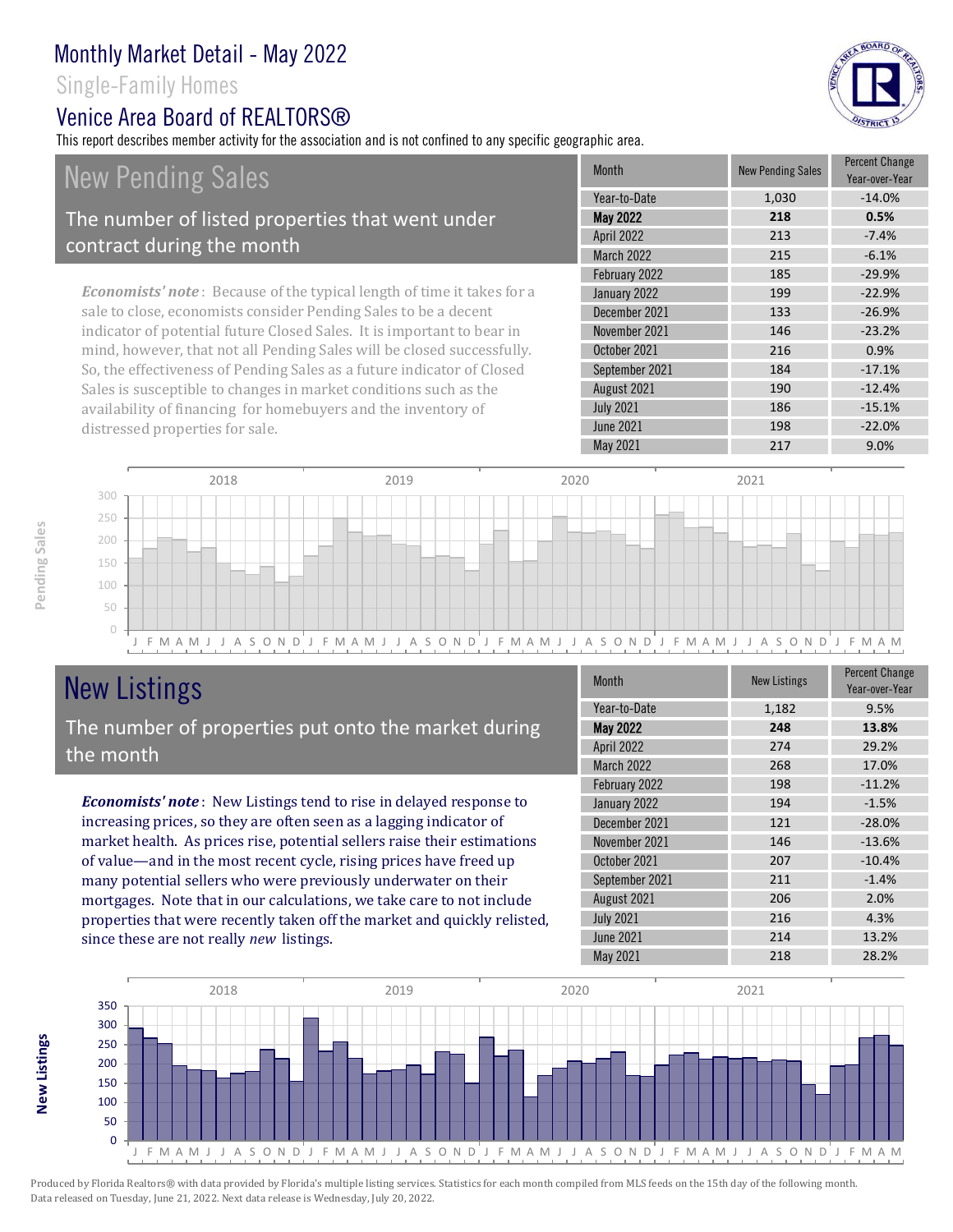# Monthly Market Detail - May 2022

Single-Family Homes

## Venice Area Board of REALTORS®

This report describes member activity for the association and is not confined to any specific geographic area.

## New Pending Sales

The number of listed properties that went under contract during the month

*Economists' note*: Because of the typical length of time it takes for a sale to close, economists consider Pending Sales to be a decent indicator of potential future Closed Sales. It is important to bear in mind, however, that not all Pending Sales will be closed successfully. So, the effectiveness of Pending Sales as a future indicator of Closed Sales is susceptible to changes in market conditions such as the availability of financing for homebuyers and the inventory of distressed properties for sale.

| Month | New Pending Sales | Percent Change Year-over-Year |
|---|---|---|
| Year-to-Date | 1,030 | -14.0% |
| **May 2022** | **218** | **0.5%** |
| April 2022 | 213 | -7.4% |
| March 2022 | 215 | -6.1% |
| February 2022 | 185 | -29.9% |
| January 2022 | 199 | -22.9% |
| December 2021 | 133 | -26.9% |
| November 2021 | 146 | -23.2% |
| October 2021 | 216 | 0.9% |
| September 2021 | 184 | -17.1% |
| August 2021 | 190 | -12.4% |
| July 2021 | 186 | -15.1% |
| June 2021 | 198 | -22.0% |
| May 2021 | 217 | 9.0% |

## New Listings

The number of properties put onto the market during the month

***Economists' note***: New Listings tend to rise in delayed response to increasing prices, so they are often seen as a lagging indicator of market health. As prices rise, potential sellers raise their estimations of value—and in the most recent cycle, rising prices have freed up many potential sellers who were previously underwater on their mortgages. Note that in our calculations, we take care to not include properties that were recently taken off the market and quickly relisted, since these are not really *new* listings.

| Month | New Listings | Percent Change Year-over-Year |
|---|---|---|
| Year-to-Date | 1,182 | 9.5% |
| **May 2022** | **248** | **13.8%** |
| April 2022 | 274 | 29.2% |
| March 2022 | 268 | 17.0% |
| February 2022 | 198 | -11.2% |
| January 2022 | 194 | -1.5% |
| December 2021 | 121 | -28.0% |
| November 2021 | 146 | -13.6% |
| October 2021 | 207 | -10.4% |
| September 2021 | 211 | -1.4% |
| August 2021 | 206 | 2.0% |
| July 2021 | 216 | 4.3% |
| June 2021 | 214 | 13.2% |
| May 2021 | 218 | 28.2% |

Produced by Florida Realtors® with data provided by Florida's multiple listing services. Statistics for each month compiled from MLS feeds on the 15th day of the following month. Data released on Tuesday, June 21, 2022. Next data release is Wednesday, July 20, 2022.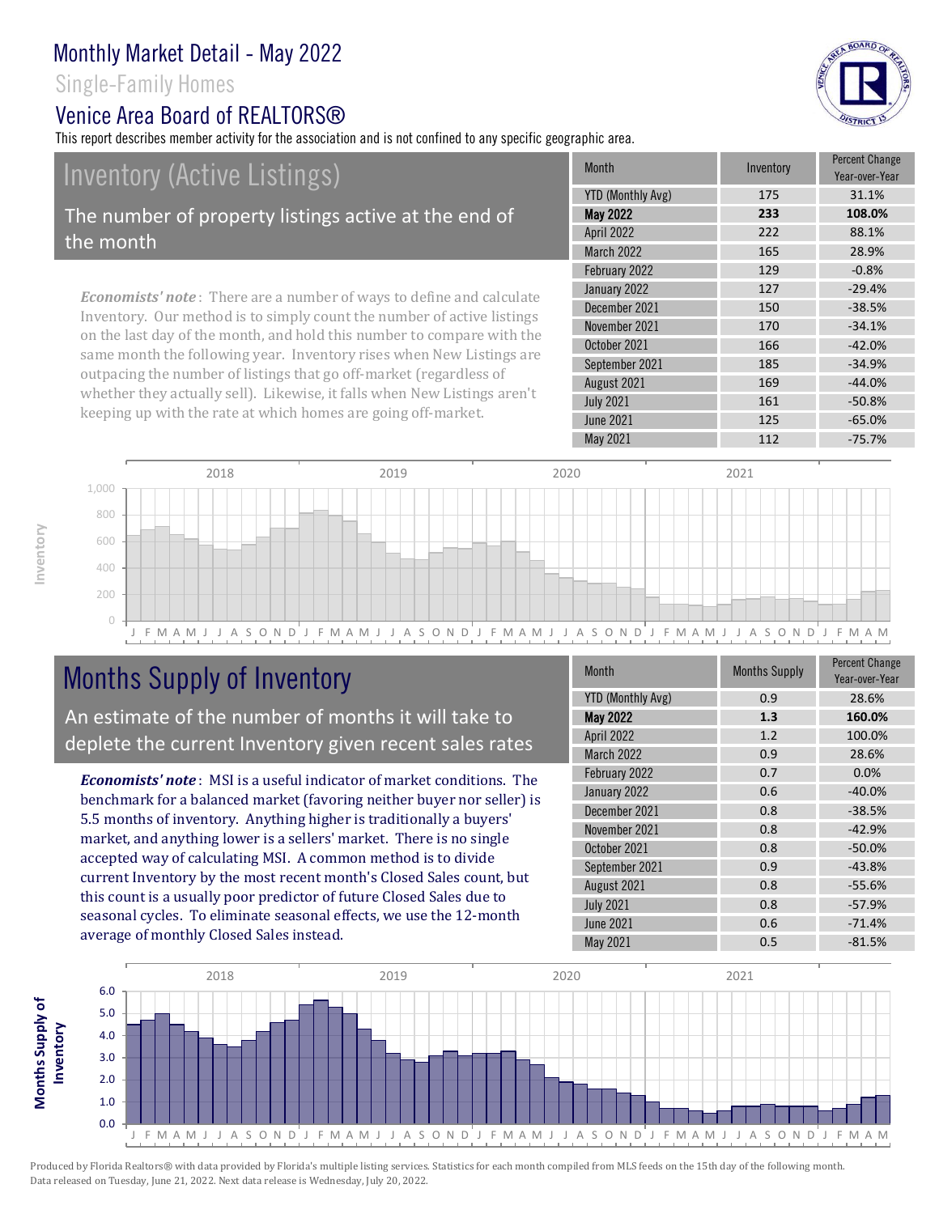# Monthly Market Detail - May 2022

Single-Family Homes

Venice Area Board of REALTORS®

This report describes member activity for the association and is not confined to any specific geographic area.

## Inventory (Active Listings)

The number of property listings active at the end of the month

| Month | Inventory | Percent Change Year-over-Year |
|---|---|---|
| YTD (Monthly Avg) | 175 | 31.1% |
| **May 2022** | **233** | **108.0%** |
| April 2022 | 222 | 88.1% |
| March 2022 | 165 | 28.9% |
| February 2022 | 129 | -0.8% |
| January 2022 | 127 | -29.4% |
| December 2021 | 150 | -38.5% |
| November 2021 | 170 | -34.1% |
| October 2021 | 166 | -42.0% |
| September 2021 | 185 | -34.9% |
| August 2021 | 169 | -44.0% |
| July 2021 | 161 | -50.8% |
| June 2021 | 125 | -65.0% |
| May 2021 | 112 | -75.7% |

***Economists' note***: There are a number of ways to define and calculate Inventory. Our method is to simply count the number of active listings on the last day of the month, and hold this number to compare with the same month the following year. Inventory rises when New Listings are outpacing the number of listings that go off-market (regardless of whether they actually sell). Likewise, it falls when New Listings aren't keeping up with the rate at which homes are going off-market.

## Months Supply of Inventory

An estimate of the number of months it will take to deplete the current Inventory given recent sales rates

| Month | Months Supply | Percent Change Year-over-Year |
|---|---|---|
| YTD (Monthly Avg) | 0.9 | 28.6% |
| **May 2022** | **1.3** | **160.0%** |
| April 2022 | 1.2 | 100.0% |
| March 2022 | 0.9 | 28.6% |
| February 2022 | 0.7 | 0.0% |
| January 2022 | 0.6 | -40.0% |
| December 2021 | 0.8 | -38.5% |
| November 2021 | 0.8 | -42.9% |
| October 2021 | 0.8 | -50.0% |
| September 2021 | 0.9 | -43.8% |
| August 2021 | 0.8 | -55.6% |
| July 2021 | 0.8 | -57.9% |
| June 2021 | 0.6 | -71.4% |
| May 2021 | 0.5 | -81.5% |

***Economists' note***: MSI is a useful indicator of market conditions. The benchmark for a balanced market (favoring neither buyer nor seller) is 5.5 months of inventory. Anything higher is traditionally a buyers' market, and anything lower is a sellers' market. There is no single accepted way of calculating MSI. A common method is to divide current Inventory by the most recent month's Closed Sales count, but this count is a usually poor predictor of future Closed Sales due to seasonal cycles. To eliminate seasonal effects, we use the 12-month average of monthly Closed Sales instead.

Produced by Florida Realtors® with data provided by Florida's multiple listing services. Statistics for each month compiled from MLS feeds on the 15th day of the following month. Data released on Tuesday, June 21, 2022. Next data release is Wednesday, July 20, 2022.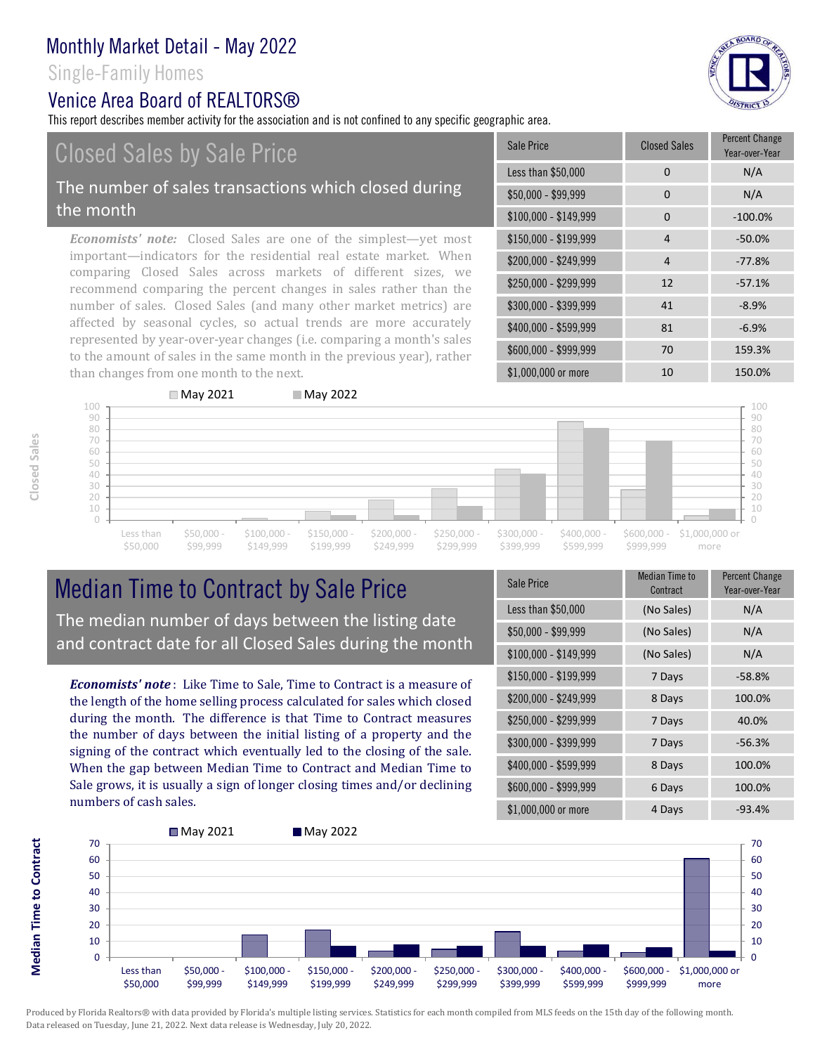# Monthly Market Detail - May 2022

Single-Family Homes

Venice Area Board of REALTORS®

This report describes member activity for the association and is not confined to any specific geographic area.

## Closed Sales by Sale Price

The number of sales transactions which closed during the month

*Economists' note:* Closed Sales are one of the simplest—yet most important—indicators for the residential real estate market. When comparing Closed Sales across markets of different sizes, we recommend comparing the percent changes in sales rather than the number of sales. Closed Sales (and many other market metrics) are affected by seasonal cycles, so actual trends are more accurately represented by year-over-year changes (i.e. comparing a month's sales to the amount of sales in the same month in the previous year), rather than changes from one month to the next.

| Sale Price | Closed Sales | Percent Change Year-over-Year |
|---|---|---|
| Less than $50,000 | 0 | N/A |
| $50,000 - $99,999 | 0 | N/A |
| $100,000 - $149,999 | 0 | -100.0% |
| $150,000 - $199,999 | 4 | -50.0% |
| $200,000 - $249,999 | 4 | -77.8% |
| $250,000 - $299,999 | 12 | -57.1% |
| $300,000 - $399,999 | 41 | -8.9% |
| $400,000 - $599,999 | 81 | -6.9% |
| $600,000 - $999,999 | 70 | 159.3% |
| $1,000,000 or more | 10 | 150.0% |

## Median Time to Contract by Sale Price

The median number of days between the listing date and contract date for all Closed Sales during the month

***Economists' note***: Like Time to Sale, Time to Contract is a measure of the length of the home selling process calculated for sales which closed during the month. The difference is that Time to Contract measures the number of days between the initial listing of a property and the signing of the contract which eventually led to the closing of the sale. When the gap between Median Time to Contract and Median Time to Sale grows, it is usually a sign of longer closing times and/or declining numbers of cash sales.

| Sale Price | Median Time to Contract | Percent Change Year-over-Year |
|---|---|---|
| Less than $50,000 | (No Sales) | N/A |
| $50,000 - $99,999 | (No Sales) | N/A |
| $100,000 - $149,999 | (No Sales) | N/A |
| $150,000 - $199,999 | 7 Days | -58.8% |
| $200,000 - $249,999 | 8 Days | 100.0% |
| $250,000 - $299,999 | 7 Days | 40.0% |
| $300,000 - $399,999 | 7 Days | -56.3% |
| $400,000 - $599,999 | 8 Days | 100.0% |
| $600,000 - $999,999 | 6 Days | 100.0% |
| $1,000,000 or more | 4 Days | -93.4% |

Produced by Florida Realtors® with data provided by Florida's multiple listing services. Statistics for each month compiled from MLS feeds on the 15th day of the following month. Data released on Tuesday, June 21, 2022. Next data release is Wednesday, July 20, 2022.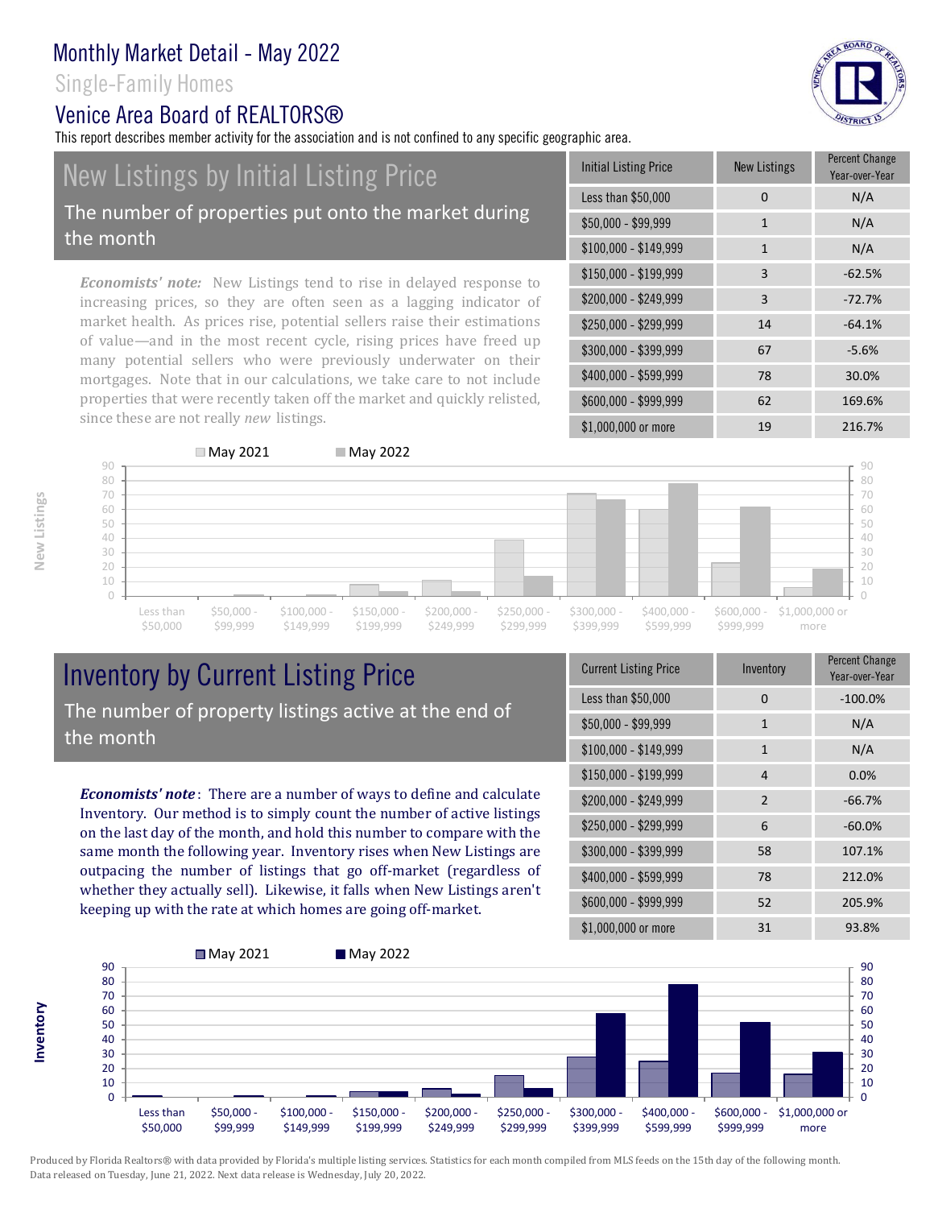# Monthly Market Detail - May 2022

Single-Family Homes

Venice Area Board of REALTORS®

This report describes member activity for the association and is not confined to any specific geographic area.

## New Listings by Initial Listing Price

The number of properties put onto the market during the month

*Economists' note:* New Listings tend to rise in delayed response to increasing prices, so they are often seen as a lagging indicator of market health. As prices rise, potential sellers raise their estimations of value—and in the most recent cycle, rising prices have freed up many potential sellers who were previously underwater on their mortgages. Note that in our calculations, we take care to not include properties that were recently taken off the market and quickly relisted, since these are not really *new* listings.

| Initial Listing Price | New Listings | Percent Change Year-over-Year |
|---|---|---|
| Less than $50,000 | 0 | N/A |
| $50,000 - $99,999 | 1 | N/A |
| $100,000 - $149,999 | 1 | N/A |
| $150,000 - $199,999 | 3 | -62.5% |
| $200,000 - $249,999 | 3 | -72.7% |
| $250,000 - $299,999 | 14 | -64.1% |
| $300,000 - $399,999 | 67 | -5.6% |
| $400,000 - $599,999 | 78 | 30.0% |
| $600,000 - $999,999 | 62 | 169.6% |
| $1,000,000 or more | 19 | 216.7% |

## Inventory by Current Listing Price

The number of property listings active at the end of the month

***Economists' note***: There are a number of ways to define and calculate Inventory. Our method is to simply count the number of active listings on the last day of the month, and hold this number to compare with the same month the following year. Inventory rises when New Listings are outpacing the number of listings that go off-market (regardless of whether they actually sell). Likewise, it falls when New Listings aren't keeping up with the rate at which homes are going off-market.

| Current Listing Price | Inventory | Percent Change Year-over-Year |
|---|---|---|
| Less than $50,000 | 0 | -100.0% |
| $50,000 - $99,999 | 1 | N/A |
| $100,000 - $149,999 | 1 | N/A |
| $150,000 - $199,999 | 4 | 0.0% |
| $200,000 - $249,999 | 2 | -66.7% |
| $250,000 - $299,999 | 6 | -60.0% |
| $300,000 - $399,999 | 58 | 107.1% |
| $400,000 - $599,999 | 78 | 212.0% |
| $600,000 - $999,999 | 52 | 205.9% |
| $1,000,000 or more | 31 | 93.8% |

Produced by Florida Realtors® with data provided by Florida's multiple listing services. Statistics for each month compiled from MLS feeds on the 15th day of the following month. Data released on Tuesday, June 21, 2022. Next data release is Wednesday, July 20, 2022.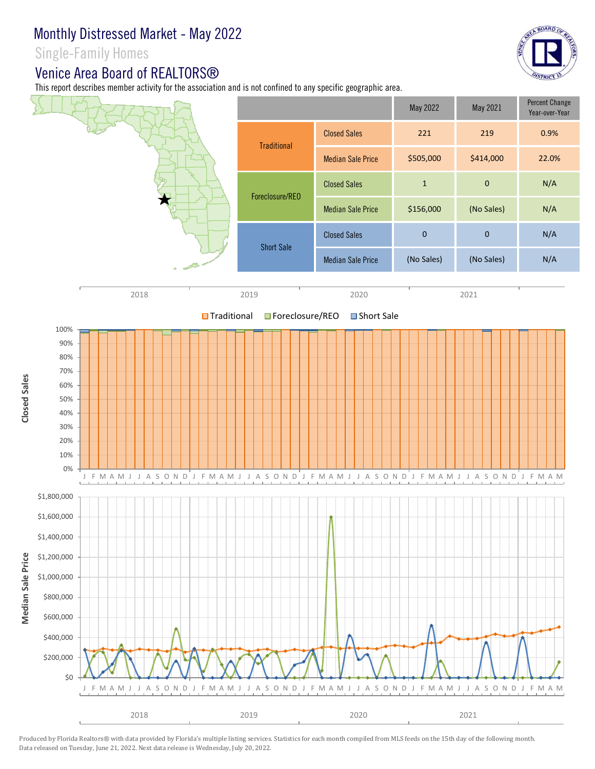# Monthly Distressed Market - May 2022

## Single-Family Homes

## Venice Area Board of REALTORS®

This report describes member activity for the association and is not confined to any specific geographic area.

| | | May 2022 | May 2021 | Percent Change Year-over-Year |
|---|---|---|---|---|
| Traditional | Closed Sales | 221 | 219 | 0.9% |
| | Median Sale Price | $505,000 | $414,000 | 22.0% |
| Foreclosure/REO | Closed Sales | 1 | 0 | N/A |
| | Median Sale Price | $156,000 | (No Sales) | N/A |
| Short Sale | Closed Sales | 0 | 0 | N/A |
| | Median Sale Price | (No Sales) | (No Sales) | N/A |

2018 2019 2020 2021

Traditional Foreclosure/REO Short Sale

Closed Sales

100% 90% 80% 70% 60% 50% 40% 30% 20% 10% 0%

J F M A M J J A S O N D J F M A M J J A S O N D J F M A M J J A S O N D J F M A M J J A S O N D J F M A M

Median Sale Price

$1,800,000 $1,600,000 $1,400,000 $1,200,000 $1,000,000 $800,000 $600,000 $400,000 $200,000 $0

J F M A M J J A S O N D J F M A M J J A S O N D J F M A M J J A S O N D J F M A M J J A S O N D J F M A M

2018 2019 2020 2021

Produced by Florida Realtors® with data provided by Florida's multiple listing services. Statistics for each month compiled from MLS feeds on the 15th day of the following month. Data released on Tuesday, June 21, 2022. Next data release is Wednesday, July 20, 2022.